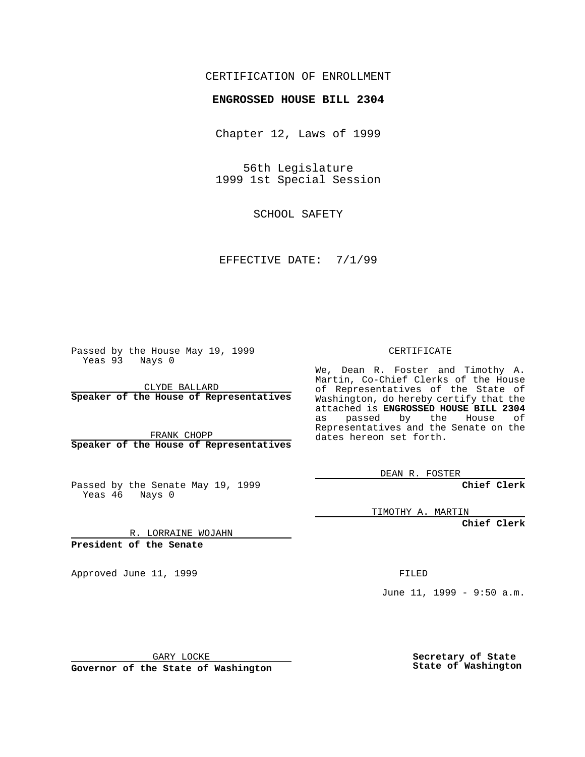CERTIFICATION OF ENROLLMENT

**ENGROSSED HOUSE BILL 2304**

Chapter 12, Laws of 1999

56th Legislature
1999 1st Special Session

SCHOOL SAFETY

EFFECTIVE DATE: 7/1/99

Passed by the House May 19, 1999
Yeas 93 Nays 0

CLYDE BALLARD
**Speaker of the House of Representatives**

FRANK CHOPP
**Speaker of the House of Representatives**

Passed by the Senate May 19, 1999
Yeas 46 Nays 0

R. LORRAINE WOJAHN
**President of the Senate**

Approved June 11, 1999

GARY LOCKE
**Governor of the State of Washington**

CERTIFICATE

We, Dean R. Foster and Timothy A. Martin, Co-Chief Clerks of the House of Representatives of the State of Washington, do hereby certify that the attached is **ENGROSSED HOUSE BILL 2304** as passed by the House of Representatives and the Senate on the dates hereon set forth.

DEAN R. FOSTER
**Chief Clerk**

TIMOTHY A. MARTIN
**Chief Clerk**

FILED

June 11, 1999 - 9:50 a.m.

**Secretary of State**
**State of Washington**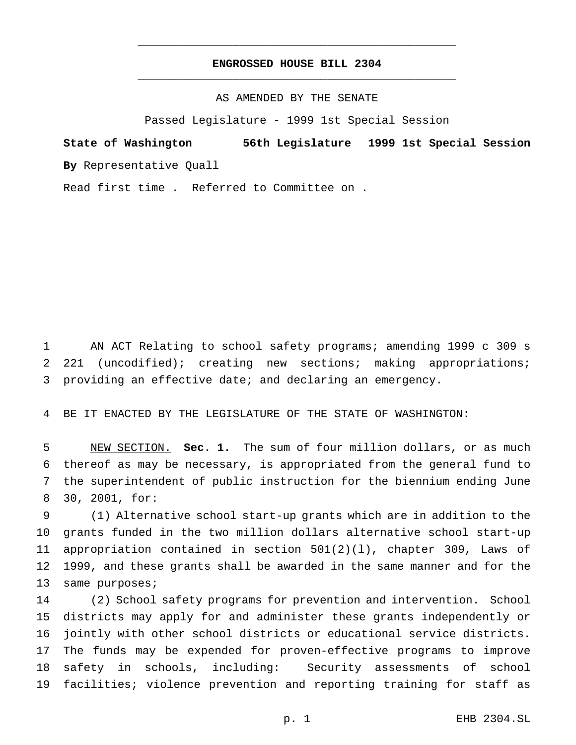# ENGROSSED HOUSE BILL 2304

AS AMENDED BY THE SENATE

Passed Legislature - 1999 1st Special Session

**State of Washington 56th Legislature 1999 1st Special Session**

**By** Representative Quall

Read first time . Referred to Committee on .

AN ACT Relating to school safety programs; amending 1999 c 309 s 221 (uncodified); creating new sections; making appropriations; providing an effective date; and declaring an emergency.

BE IT ENACTED BY THE LEGISLATURE OF THE STATE OF WASHINGTON:

NEW SECTION. **Sec. 1.** The sum of four million dollars, or as much thereof as may be necessary, is appropriated from the general fund to the superintendent of public instruction for the biennium ending June 30, 2001, for:

(1) Alternative school start-up grants which are in addition to the grants funded in the two million dollars alternative school start-up appropriation contained in section 501(2)(l), chapter 309, Laws of 1999, and these grants shall be awarded in the same manner and for the same purposes;

(2) School safety programs for prevention and intervention. School districts may apply for and administer these grants independently or jointly with other school districts or educational service districts. The funds may be expended for proven-effective programs to improve safety in schools, including: Security assessments of school facilities; violence prevention and reporting training for staff as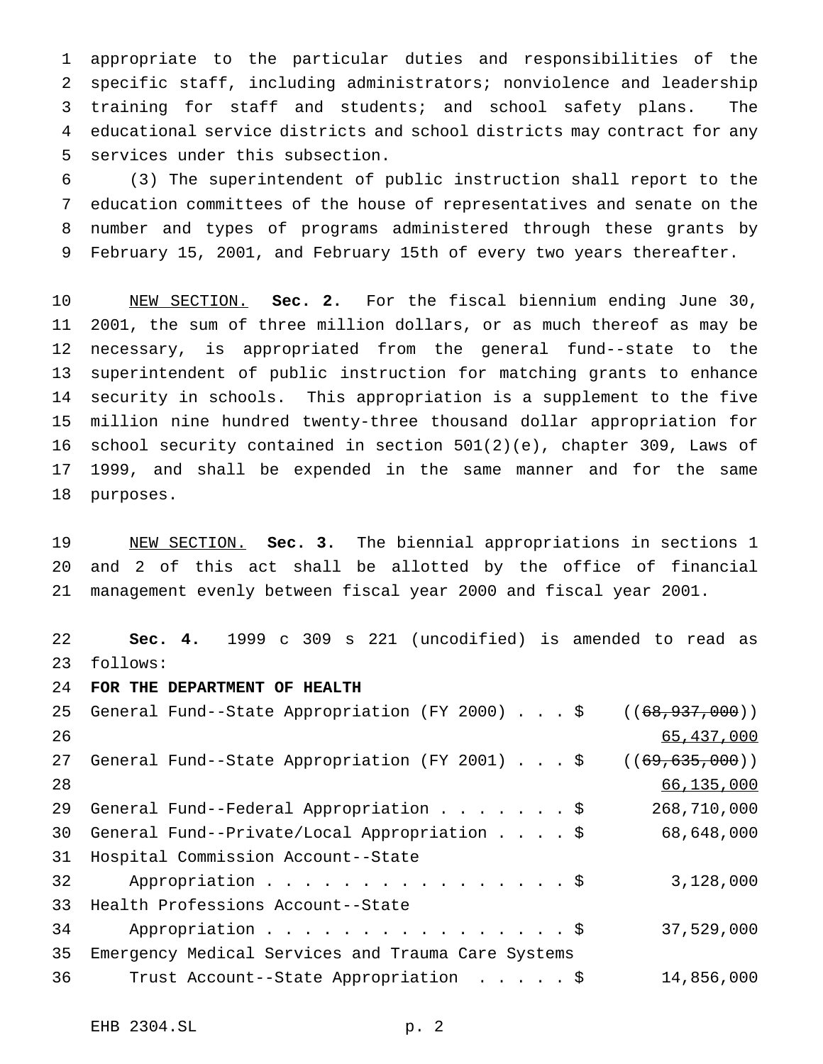appropriate to the particular duties and responsibilities of the specific staff, including administrators; nonviolence and leadership training for staff and students; and school safety plans. The educational service districts and school districts may contract for any services under this subsection.

(3) The superintendent of public instruction shall report to the education committees of the house of representatives and senate on the number and types of programs administered through these grants by February 15, 2001, and February 15th of every two years thereafter.

NEW SECTION. **Sec. 2.** For the fiscal biennium ending June 30, 2001, the sum of three million dollars, or as much thereof as may be necessary, is appropriated from the general fund--state to the superintendent of public instruction for matching grants to enhance security in schools. This appropriation is a supplement to the five million nine hundred twenty-three thousand dollar appropriation for school security contained in section 501(2)(e), chapter 309, Laws of 1999, and shall be expended in the same manner and for the same purposes.

NEW SECTION. **Sec. 3.** The biennial appropriations in sections 1 and 2 of this act shall be allotted by the office of financial management evenly between fiscal year 2000 and fiscal year 2001.

**Sec. 4.** 1999 c 309 s 221 (uncodified) is amended to read as follows:

**FOR THE DEPARTMENT OF HEALTH**

| | |
|---|---|
| General Fund--State Appropriation (FY 2000) . . . $ | ((~~68,937,000~~)) 65,437,000 |
| General Fund--State Appropriation (FY 2001) . . . $ | ((~~69,635,000~~)) 66,135,000 |
| General Fund--Federal Appropriation . . . . . . . $ | 268,710,000 |
| General Fund--Private/Local Appropriation . . . . $ | 68,648,000 |
| Hospital Commission Account--State Appropriation . . . . . . . . . . . . . . . . $ | 3,128,000 |
| Health Professions Account--State Appropriation . . . . . . . . . . . . . . . . $ | 37,529,000 |
| Emergency Medical Services and Trauma Care Systems Trust Account--State Appropriation . . . . . $ | 14,856,000 |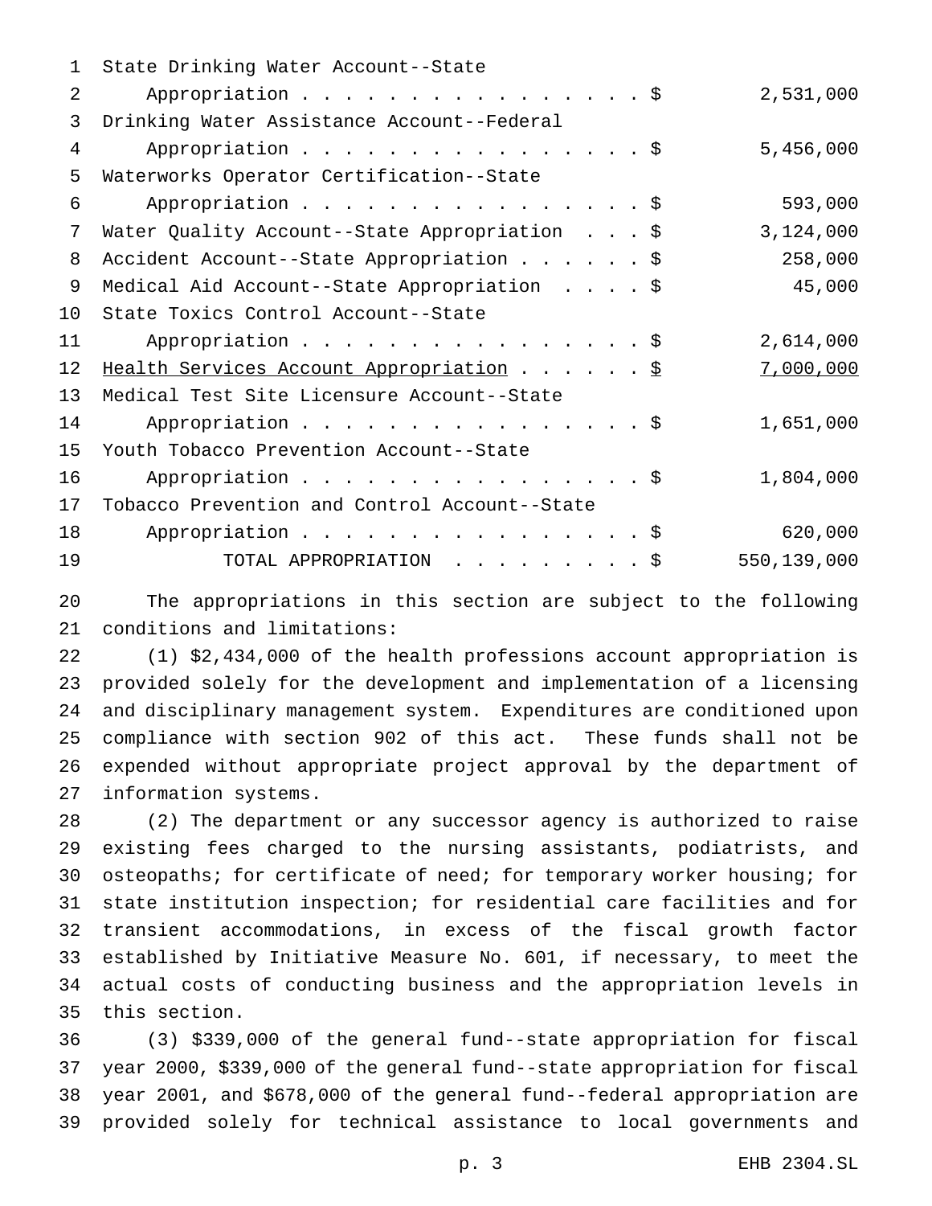| | |
|---|---|
| State Drinking Water Account--State Appropriation . . . . . . . . . . . . . . . . . $ | 2,531,000 |
| Drinking Water Assistance Account--Federal Appropriation . . . . . . . . . . . . . . . . . $ | 5,456,000 |
| Waterworks Operator Certification--State Appropriation . . . . . . . . . . . . . . . . . $ | 593,000 |
| Water Quality Account--State Appropriation . . . $ | 3,124,000 |
| Accident Account--State Appropriation . . . . . . $ | 258,000 |
| Medical Aid Account--State Appropriation . . . . $ | 45,000 |
| State Toxics Control Account--State Appropriation . . . . . . . . . . . . . . . . . $ | 2,614,000 |
| <u>Health Services Account Appropriation . . . . . . $</u> | <u>7,000,000</u> |
| Medical Test Site Licensure Account--State Appropriation . . . . . . . . . . . . . . . . . $ | 1,651,000 |
| Youth Tobacco Prevention Account--State Appropriation . . . . . . . . . . . . . . . . . $ | 1,804,000 |
| Tobacco Prevention and Control Account--State Appropriation . . . . . . . . . . . . . . . . . $ | 620,000 |
| TOTAL APPROPRIATION . . . . . . . . . $ | 550,139,000 |

The appropriations in this section are subject to the following conditions and limitations:

(1) $2,434,000 of the health professions account appropriation is provided solely for the development and implementation of a licensing and disciplinary management system. Expenditures are conditioned upon compliance with section 902 of this act. These funds shall not be expended without appropriate project approval by the department of information systems.

(2) The department or any successor agency is authorized to raise existing fees charged to the nursing assistants, podiatrists, and osteopaths; for certificate of need; for temporary worker housing; for state institution inspection; for residential care facilities and for transient accommodations, in excess of the fiscal growth factor established by Initiative Measure No. 601, if necessary, to meet the actual costs of conducting business and the appropriation levels in this section.

(3) $339,000 of the general fund--state appropriation for fiscal year 2000, $339,000 of the general fund--state appropriation for fiscal year 2001, and $678,000 of the general fund--federal appropriation are provided solely for technical assistance to local governments and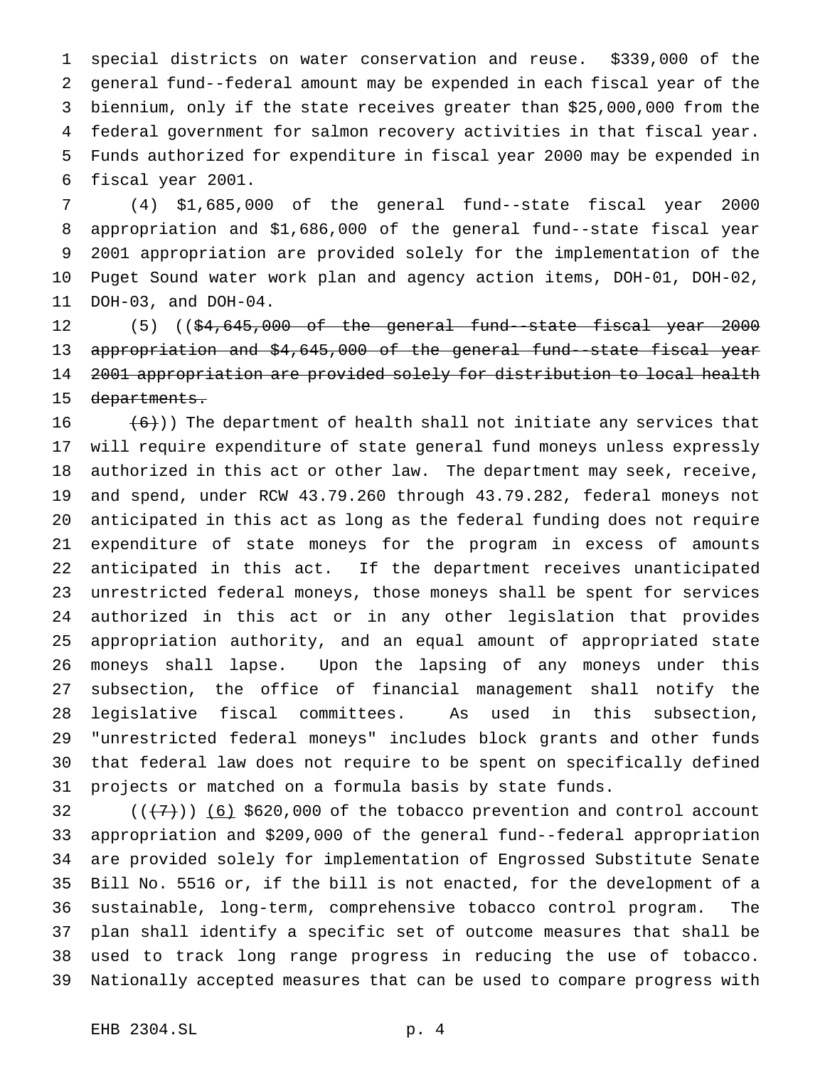special districts on water conservation and reuse. $339,000 of the general fund--federal amount may be expended in each fiscal year of the biennium, only if the state receives greater than $25,000,000 from the federal government for salmon recovery activities in that fiscal year. Funds authorized for expenditure in fiscal year 2000 may be expended in fiscal year 2001.

(4) $1,685,000 of the general fund--state fiscal year 2000 appropriation and $1,686,000 of the general fund--state fiscal year 2001 appropriation are provided solely for the implementation of the Puget Sound water work plan and agency action items, DOH-01, DOH-02, DOH-03, and DOH-04.

(5) ((~~$4,645,000 of the general fund--state fiscal year 2000 appropriation and $4,645,000 of the general fund--state fiscal year 2001 appropriation are provided solely for distribution to local health departments.~~

~~(6)~~)) The department of health shall not initiate any services that will require expenditure of state general fund moneys unless expressly authorized in this act or other law. The department may seek, receive, and spend, under RCW 43.79.260 through 43.79.282, federal moneys not anticipated in this act as long as the federal funding does not require expenditure of state moneys for the program in excess of amounts anticipated in this act. If the department receives unanticipated unrestricted federal moneys, those moneys shall be spent for services authorized in this act or in any other legislation that provides appropriation authority, and an equal amount of appropriated state moneys shall lapse. Upon the lapsing of any moneys under this subsection, the office of financial management shall notify the legislative fiscal committees. As used in this subsection, "unrestricted federal moneys" includes block grants and other funds that federal law does not require to be spent on specifically defined projects or matched on a formula basis by state funds.

((~~(7)~~)) <u>(6)</u> $620,000 of the tobacco prevention and control account appropriation and $209,000 of the general fund--federal appropriation are provided solely for implementation of Engrossed Substitute Senate Bill No. 5516 or, if the bill is not enacted, for the development of a sustainable, long-term, comprehensive tobacco control program. The plan shall identify a specific set of outcome measures that shall be used to track long range progress in reducing the use of tobacco. Nationally accepted measures that can be used to compare progress with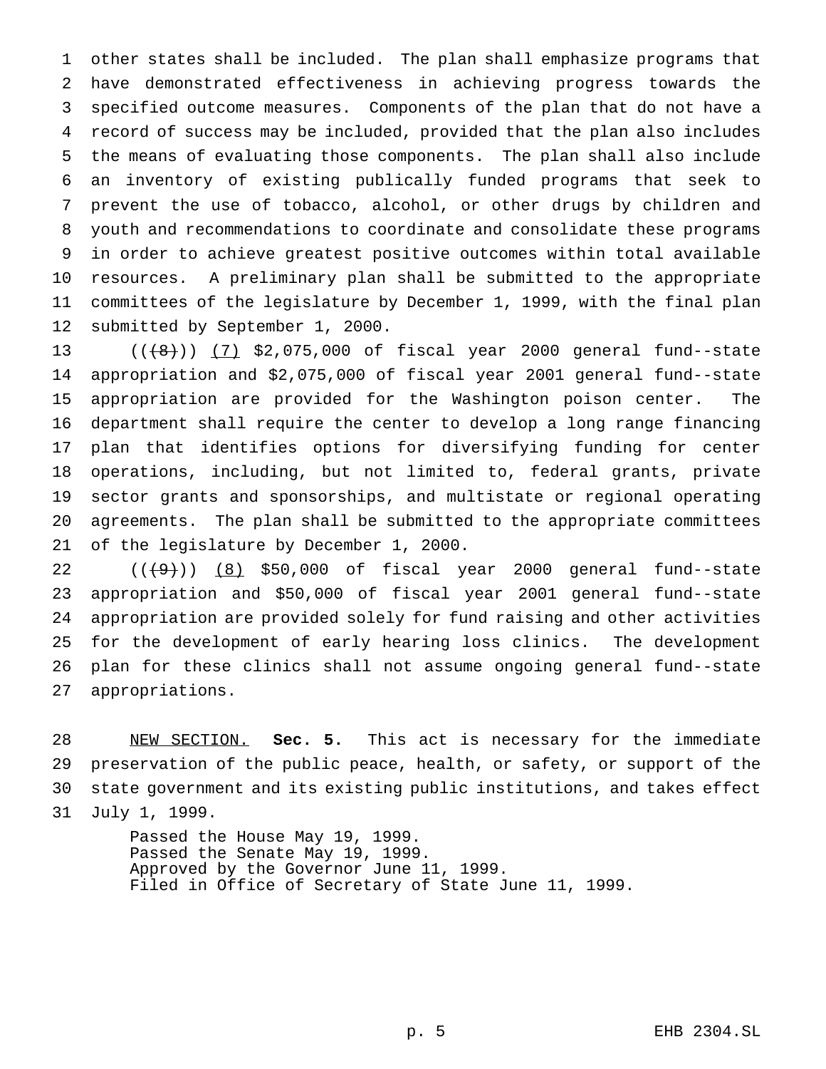other states shall be included. The plan shall emphasize programs that have demonstrated effectiveness in achieving progress towards the specified outcome measures. Components of the plan that do not have a record of success may be included, provided that the plan also includes the means of evaluating those components. The plan shall also include an inventory of existing publically funded programs that seek to prevent the use of tobacco, alcohol, or other drugs by children and youth and recommendations to coordinate and consolidate these programs in order to achieve greatest positive outcomes within total available resources. A preliminary plan shall be submitted to the appropriate committees of the legislature by December 1, 1999, with the final plan submitted by September 1, 2000.

((~~(8)~~)) <u>(7)</u> $2,075,000 of fiscal year 2000 general fund--state appropriation and $2,075,000 of fiscal year 2001 general fund--state appropriation are provided for the Washington poison center. The department shall require the center to develop a long range financing plan that identifies options for diversifying funding for center operations, including, but not limited to, federal grants, private sector grants and sponsorships, and multistate or regional operating agreements. The plan shall be submitted to the appropriate committees of the legislature by December 1, 2000.

((~~(9)~~)) <u>(8)</u> $50,000 of fiscal year 2000 general fund--state appropriation and $50,000 of fiscal year 2001 general fund--state appropriation are provided solely for fund raising and other activities for the development of early hearing loss clinics. The development plan for these clinics shall not assume ongoing general fund--state appropriations.

<u>NEW SECTION.</u> **Sec. 5.** This act is necessary for the immediate preservation of the public peace, health, or safety, or support of the state government and its existing public institutions, and takes effect July 1, 1999.

Passed the House May 19, 1999.
Passed the Senate May 19, 1999.
Approved by the Governor June 11, 1999.
Filed in Office of Secretary of State June 11, 1999.